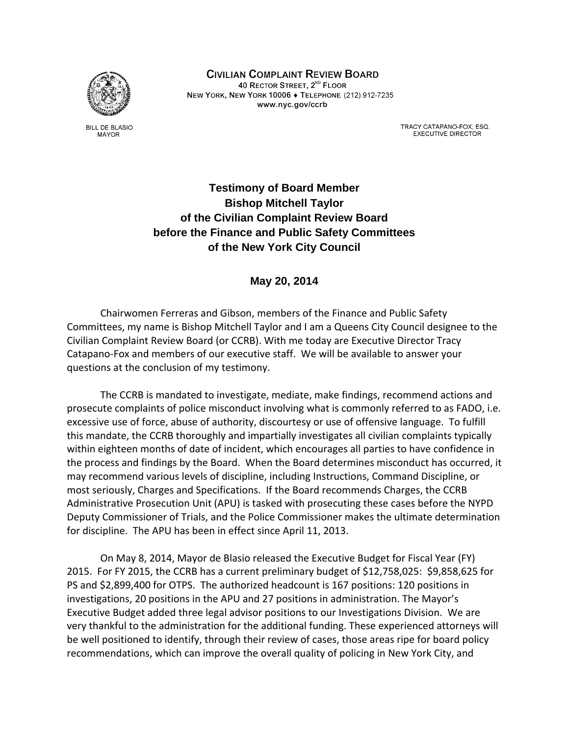**CIVILIAN COMPLAINT REVIEW BOARD**
40 RECTOR STREET, 2ND FLOOR
NEW YORK, NEW YORK 10006 ♦ TELEPHONE (212) 912-7235
www.nyc.gov/ccrb

BILL DE BLASIO
MAYOR

TRACY CATAPANO-FOX, ESQ.
EXECUTIVE DIRECTOR

# Testimony of Board Member Bishop Mitchell Taylor of the Civilian Complaint Review Board before the Finance and Public Safety Committees of the New York City Council

**May 20, 2014**

Chairwomen Ferreras and Gibson, members of the Finance and Public Safety Committees, my name is Bishop Mitchell Taylor and I am a Queens City Council designee to the Civilian Complaint Review Board (or CCRB). With me today are Executive Director Tracy Catapano-Fox and members of our executive staff. We will be available to answer your questions at the conclusion of my testimony.

The CCRB is mandated to investigate, mediate, make findings, recommend actions and prosecute complaints of police misconduct involving what is commonly referred to as FADO, i.e. excessive use of force, abuse of authority, discourtesy or use of offensive language. To fulfill this mandate, the CCRB thoroughly and impartially investigates all civilian complaints typically within eighteen months of date of incident, which encourages all parties to have confidence in the process and findings by the Board. When the Board determines misconduct has occurred, it may recommend various levels of discipline, including Instructions, Command Discipline, or most seriously, Charges and Specifications. If the Board recommends Charges, the CCRB Administrative Prosecution Unit (APU) is tasked with prosecuting these cases before the NYPD Deputy Commissioner of Trials, and the Police Commissioner makes the ultimate determination for discipline. The APU has been in effect since April 11, 2013.

On May 8, 2014, Mayor de Blasio released the Executive Budget for Fiscal Year (FY) 2015. For FY 2015, the CCRB has a current preliminary budget of $12,758,025: $9,858,625 for PS and $2,899,400 for OTPS. The authorized headcount is 167 positions: 120 positions in investigations, 20 positions in the APU and 27 positions in administration. The Mayor's Executive Budget added three legal advisor positions to our Investigations Division. We are very thankful to the administration for the additional funding. These experienced attorneys will be well positioned to identify, through their review of cases, those areas ripe for board policy recommendations, which can improve the overall quality of policing in New York City, and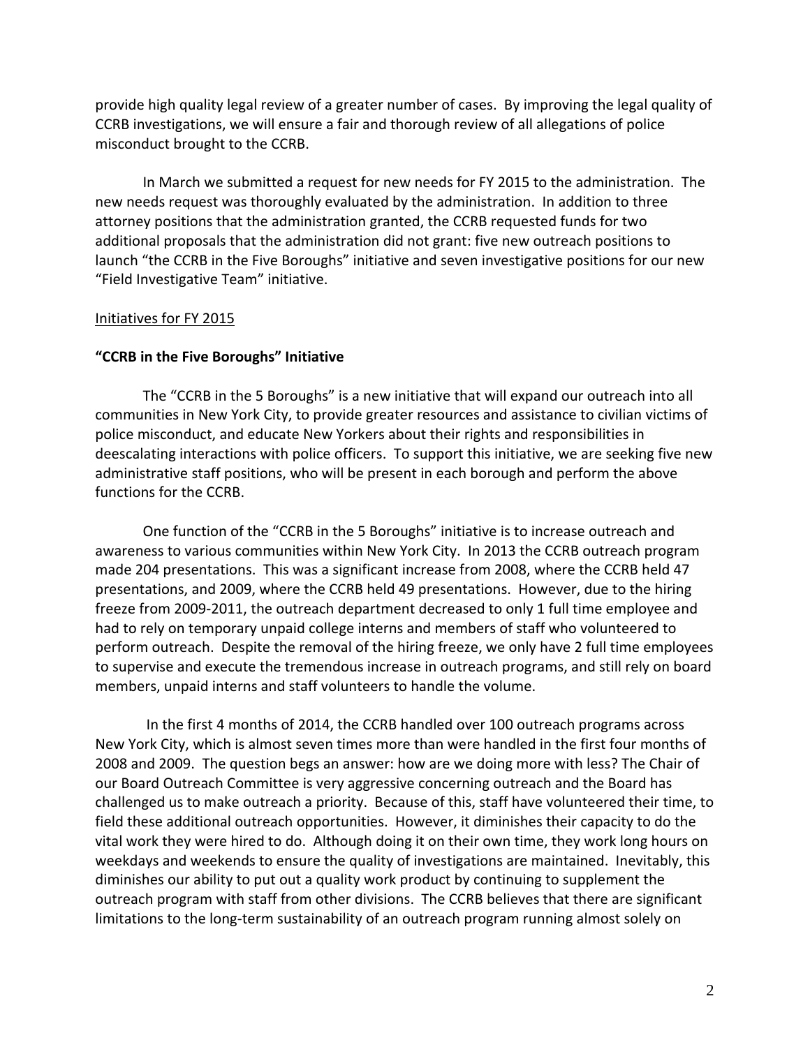provide high quality legal review of a greater number of cases. By improving the legal quality of CCRB investigations, we will ensure a fair and thorough review of all allegations of police misconduct brought to the CCRB.

In March we submitted a request for new needs for FY 2015 to the administration. The new needs request was thoroughly evaluated by the administration. In addition to three attorney positions that the administration granted, the CCRB requested funds for two additional proposals that the administration did not grant: five new outreach positions to launch "the CCRB in the Five Boroughs" initiative and seven investigative positions for our new "Field Investigative Team" initiative.

<u>Initiatives for FY 2015</u>

**"CCRB in the Five Boroughs" Initiative**

The "CCRB in the 5 Boroughs" is a new initiative that will expand our outreach into all communities in New York City, to provide greater resources and assistance to civilian victims of police misconduct, and educate New Yorkers about their rights and responsibilities in deescalating interactions with police officers. To support this initiative, we are seeking five new administrative staff positions, who will be present in each borough and perform the above functions for the CCRB.

One function of the "CCRB in the 5 Boroughs" initiative is to increase outreach and awareness to various communities within New York City. In 2013 the CCRB outreach program made 204 presentations. This was a significant increase from 2008, where the CCRB held 47 presentations, and 2009, where the CCRB held 49 presentations. However, due to the hiring freeze from 2009-2011, the outreach department decreased to only 1 full time employee and had to rely on temporary unpaid college interns and members of staff who volunteered to perform outreach. Despite the removal of the hiring freeze, we only have 2 full time employees to supervise and execute the tremendous increase in outreach programs, and still rely on board members, unpaid interns and staff volunteers to handle the volume.

In the first 4 months of 2014, the CCRB handled over 100 outreach programs across New York City, which is almost seven times more than were handled in the first four months of 2008 and 2009. The question begs an answer: how are we doing more with less? The Chair of our Board Outreach Committee is very aggressive concerning outreach and the Board has challenged us to make outreach a priority. Because of this, staff have volunteered their time, to field these additional outreach opportunities. However, it diminishes their capacity to do the vital work they were hired to do. Although doing it on their own time, they work long hours on weekdays and weekends to ensure the quality of investigations are maintained. Inevitably, this diminishes our ability to put out a quality work product by continuing to supplement the outreach program with staff from other divisions. The CCRB believes that there are significant limitations to the long-term sustainability of an outreach program running almost solely on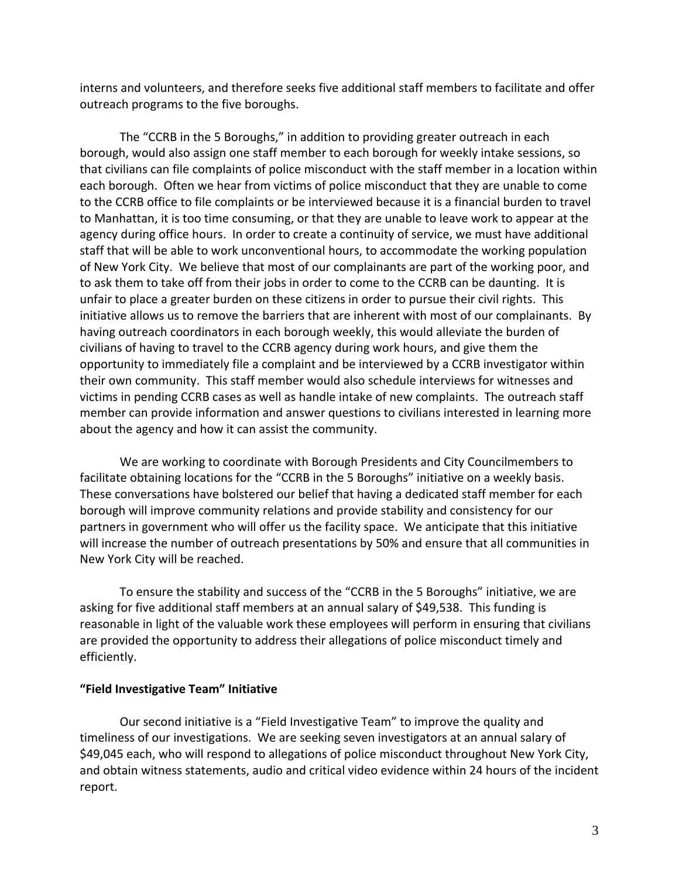interns and volunteers, and therefore seeks five additional staff members to facilitate and offer outreach programs to the five boroughs.

The "CCRB in the 5 Boroughs," in addition to providing greater outreach in each borough, would also assign one staff member to each borough for weekly intake sessions, so that civilians can file complaints of police misconduct with the staff member in a location within each borough. Often we hear from victims of police misconduct that they are unable to come to the CCRB office to file complaints or be interviewed because it is a financial burden to travel to Manhattan, it is too time consuming, or that they are unable to leave work to appear at the agency during office hours. In order to create a continuity of service, we must have additional staff that will be able to work unconventional hours, to accommodate the working population of New York City. We believe that most of our complainants are part of the working poor, and to ask them to take off from their jobs in order to come to the CCRB can be daunting. It is unfair to place a greater burden on these citizens in order to pursue their civil rights. This initiative allows us to remove the barriers that are inherent with most of our complainants. By having outreach coordinators in each borough weekly, this would alleviate the burden of civilians of having to travel to the CCRB agency during work hours, and give them the opportunity to immediately file a complaint and be interviewed by a CCRB investigator within their own community. This staff member would also schedule interviews for witnesses and victims in pending CCRB cases as well as handle intake of new complaints. The outreach staff member can provide information and answer questions to civilians interested in learning more about the agency and how it can assist the community.

We are working to coordinate with Borough Presidents and City Councilmembers to facilitate obtaining locations for the "CCRB in the 5 Boroughs" initiative on a weekly basis. These conversations have bolstered our belief that having a dedicated staff member for each borough will improve community relations and provide stability and consistency for our partners in government who will offer us the facility space. We anticipate that this initiative will increase the number of outreach presentations by 50% and ensure that all communities in New York City will be reached.

To ensure the stability and success of the "CCRB in the 5 Boroughs" initiative, we are asking for five additional staff members at an annual salary of $49,538. This funding is reasonable in light of the valuable work these employees will perform in ensuring that civilians are provided the opportunity to address their allegations of police misconduct timely and efficiently.

**"Field Investigative Team" Initiative**

Our second initiative is a "Field Investigative Team" to improve the quality and timeliness of our investigations. We are seeking seven investigators at an annual salary of $49,045 each, who will respond to allegations of police misconduct throughout New York City, and obtain witness statements, audio and critical video evidence within 24 hours of the incident report.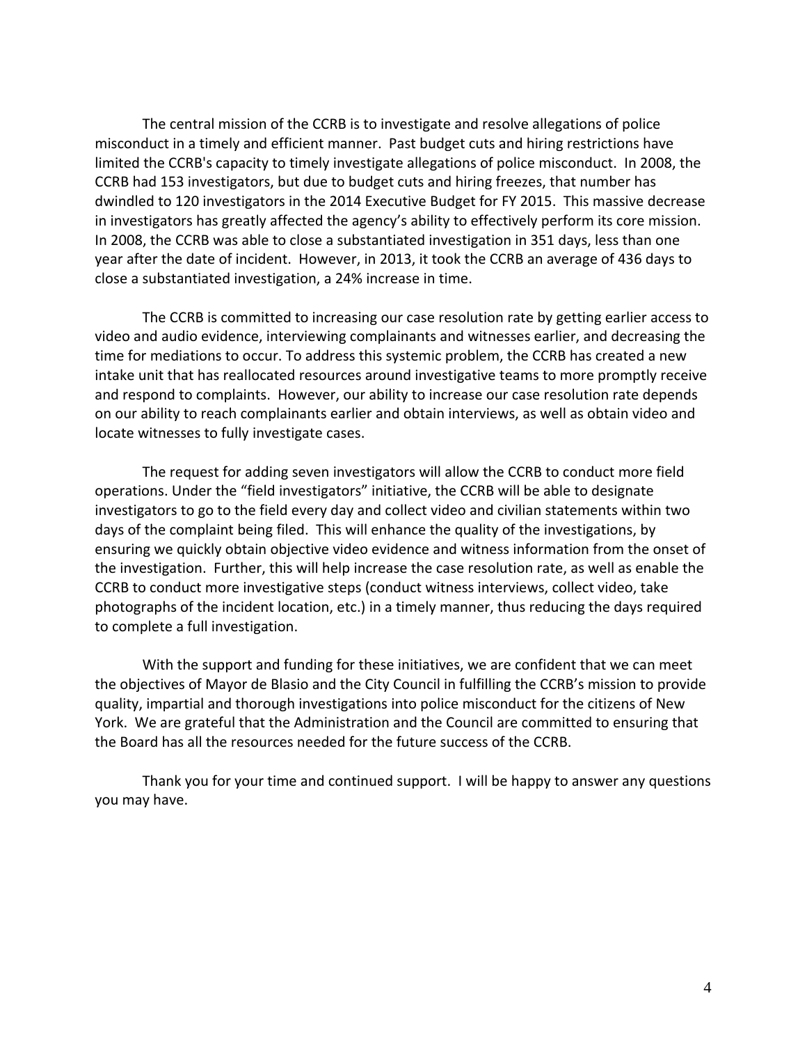The central mission of the CCRB is to investigate and resolve allegations of police misconduct in a timely and efficient manner. Past budget cuts and hiring restrictions have limited the CCRB's capacity to timely investigate allegations of police misconduct. In 2008, the CCRB had 153 investigators, but due to budget cuts and hiring freezes, that number has dwindled to 120 investigators in the 2014 Executive Budget for FY 2015. This massive decrease in investigators has greatly affected the agency's ability to effectively perform its core mission. In 2008, the CCRB was able to close a substantiated investigation in 351 days, less than one year after the date of incident. However, in 2013, it took the CCRB an average of 436 days to close a substantiated investigation, a 24% increase in time.

The CCRB is committed to increasing our case resolution rate by getting earlier access to video and audio evidence, interviewing complainants and witnesses earlier, and decreasing the time for mediations to occur. To address this systemic problem, the CCRB has created a new intake unit that has reallocated resources around investigative teams to more promptly receive and respond to complaints. However, our ability to increase our case resolution rate depends on our ability to reach complainants earlier and obtain interviews, as well as obtain video and locate witnesses to fully investigate cases.

The request for adding seven investigators will allow the CCRB to conduct more field operations. Under the "field investigators" initiative, the CCRB will be able to designate investigators to go to the field every day and collect video and civilian statements within two days of the complaint being filed. This will enhance the quality of the investigations, by ensuring we quickly obtain objective video evidence and witness information from the onset of the investigation. Further, this will help increase the case resolution rate, as well as enable the CCRB to conduct more investigative steps (conduct witness interviews, collect video, take photographs of the incident location, etc.) in a timely manner, thus reducing the days required to complete a full investigation.

With the support and funding for these initiatives, we are confident that we can meet the objectives of Mayor de Blasio and the City Council in fulfilling the CCRB's mission to provide quality, impartial and thorough investigations into police misconduct for the citizens of New York. We are grateful that the Administration and the Council are committed to ensuring that the Board has all the resources needed for the future success of the CCRB.

Thank you for your time and continued support. I will be happy to answer any questions you may have.